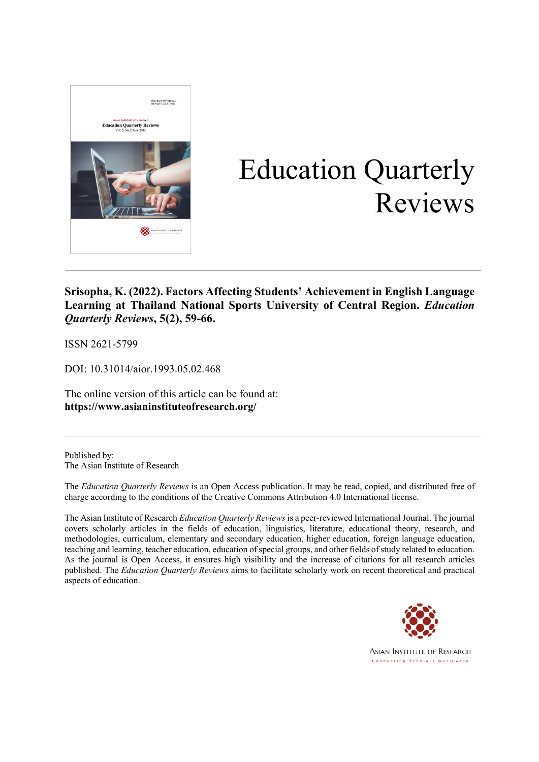# Education Quarterly Reviews

**Srisopha, K. (2022). Factors Affecting Students' Achievement in English Language Learning at Thailand National Sports University of Central Region. *Education Quarterly Reviews*, 5(2), 59-66.**

ISSN 2621-5799

DOI: 10.31014/aior.1993.05.02.468

The online version of this article can be found at:
**https://www.asianinstituteofresearch.org/**

Published by:
The Asian Institute of Research

The *Education Quarterly Reviews* is an Open Access publication. It may be read, copied, and distributed free of charge according to the conditions of the Creative Commons Attribution 4.0 International license.

The Asian Institute of Research *Education Quarterly Reviews* is a peer-reviewed International Journal. The journal covers scholarly articles in the fields of education, linguistics, literature, educational theory, research, and methodologies, curriculum, elementary and secondary education, higher education, foreign language education, teaching and learning, teacher education, education of special groups, and other fields of study related to education. As the journal is Open Access, it ensures high visibility and the increase of citations for all research articles published. The *Education Quarterly Reviews* aims to facilitate scholarly work on recent theoretical and practical aspects of education.

ASIAN INSTITUTE OF RESEARCH
Connecting Scholars Worldwide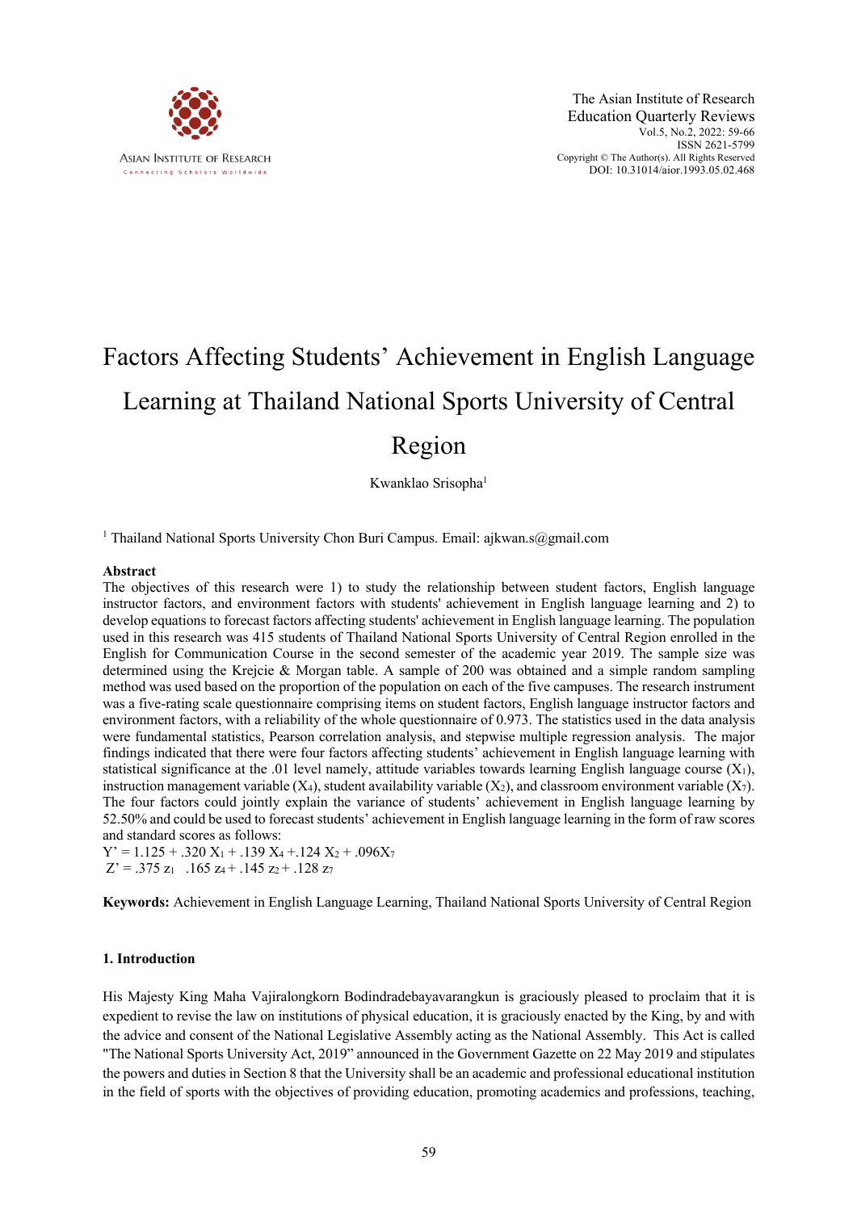# Factors Affecting Students' Achievement in English Language Learning at Thailand National Sports University of Central Region

Kwanklao Srisopha[1]

[1] Thailand National Sports University Chon Buri Campus. Email: ajkwan.s@gmail.com

## Abstract

The objectives of this research were 1) to study the relationship between student factors, English language instructor factors, and environment factors with students' achievement in English language learning and 2) to develop equations to forecast factors affecting students' achievement in English language learning. The population used in this research was 415 students of Thailand National Sports University of Central Region enrolled in the English for Communication Course in the second semester of the academic year 2019. The sample size was determined using the Krejcie & Morgan table. A sample of 200 was obtained and a simple random sampling method was used based on the proportion of the population on each of the five campuses. The research instrument was a five-rating scale questionnaire comprising items on student factors, English language instructor factors and environment factors, with a reliability of the whole questionnaire of 0.973. The statistics used in the data analysis were fundamental statistics, Pearson correlation analysis, and stepwise multiple regression analysis. The major findings indicated that there were four factors affecting students' achievement in English language learning with statistical significance at the .01 level namely, attitude variables towards learning English language course ($X_1$), instruction management variable ($X_4$), student availability variable ($X_2$), and classroom environment variable ($X_7$). The four factors could jointly explain the variance of students' achievement in English language learning by 52.50% and could be used to forecast students' achievement in English language learning in the form of raw scores and standard scores as follows:

$Y' = 1.125 + .320\ X_1 + .139\ X_4 + .124\ X_2 + .096X_7$

$Z' = .375\ z_1 \quad .165\ z_4 + .145\ z_2 + .128\ z_7$

**Keywords:** Achievement in English Language Learning, Thailand National Sports University of Central Region

## 1. Introduction

His Majesty King Maha Vajiralongkorn Bodindradebayavarangkun is graciously pleased to proclaim that it is expedient to revise the law on institutions of physical education, it is graciously enacted by the King, by and with the advice and consent of the National Legislative Assembly acting as the National Assembly. This Act is called "The National Sports University Act, 2019" announced in the Government Gazette on 22 May 2019 and stipulates the powers and duties in Section 8 that the University shall be an academic and professional educational institution in the field of sports with the objectives of providing education, promoting academics and professions, teaching,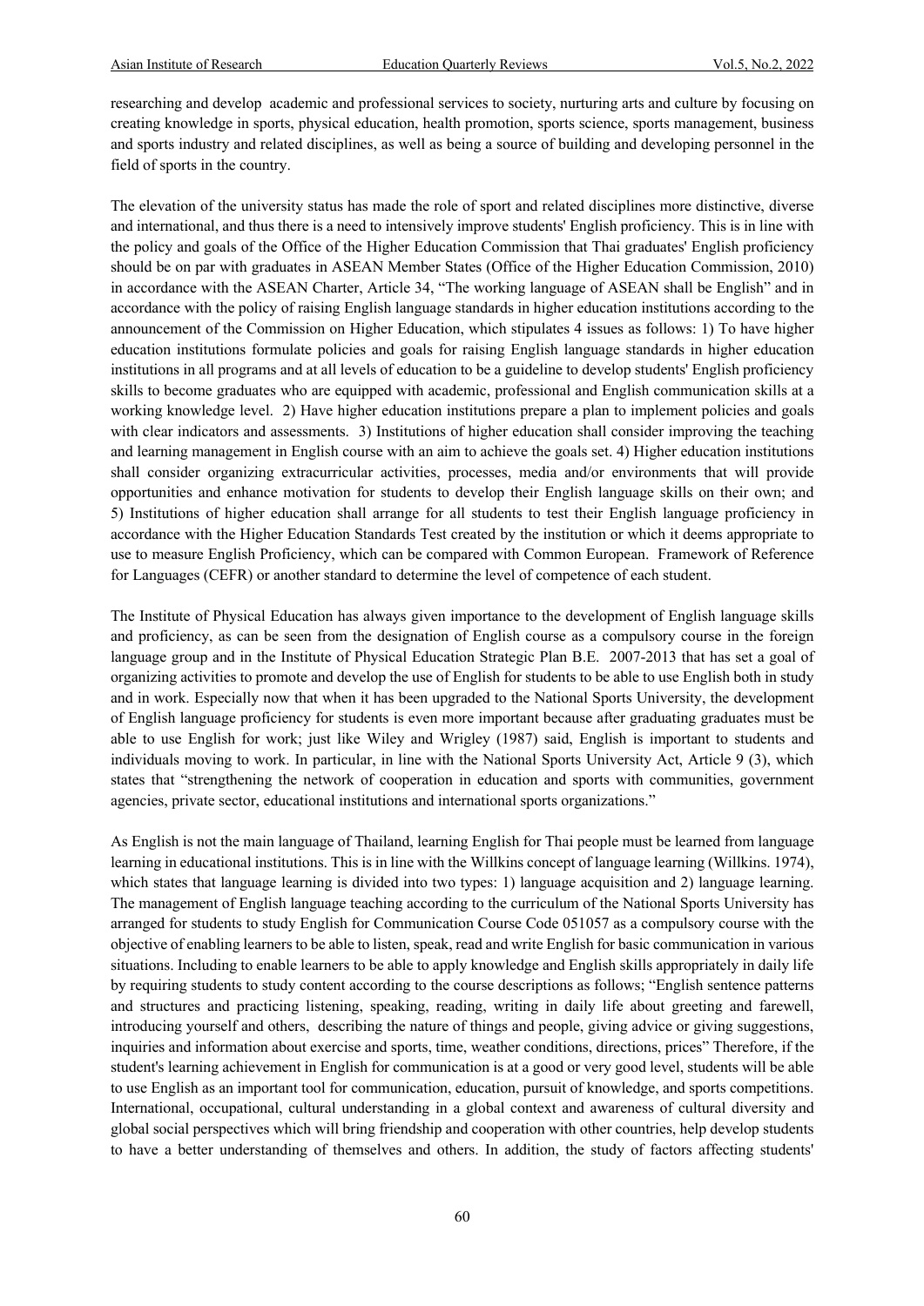researching and develop academic and professional services to society, nurturing arts and culture by focusing on creating knowledge in sports, physical education, health promotion, sports science, sports management, business and sports industry and related disciplines, as well as being a source of building and developing personnel in the field of sports in the country.

The elevation of the university status has made the role of sport and related disciplines more distinctive, diverse and international, and thus there is a need to intensively improve students' English proficiency. This is in line with the policy and goals of the Office of the Higher Education Commission that Thai graduates' English proficiency should be on par with graduates in ASEAN Member States (Office of the Higher Education Commission, 2010) in accordance with the ASEAN Charter, Article 34, "The working language of ASEAN shall be English" and in accordance with the policy of raising English language standards in higher education institutions according to the announcement of the Commission on Higher Education, which stipulates 4 issues as follows: 1) To have higher education institutions formulate policies and goals for raising English language standards in higher education institutions in all programs and at all levels of education to be a guideline to develop students' English proficiency skills to become graduates who are equipped with academic, professional and English communication skills at a working knowledge level. 2) Have higher education institutions prepare a plan to implement policies and goals with clear indicators and assessments. 3) Institutions of higher education shall consider improving the teaching and learning management in English course with an aim to achieve the goals set. 4) Higher education institutions shall consider organizing extracurricular activities, processes, media and/or environments that will provide opportunities and enhance motivation for students to develop their English language skills on their own; and 5) Institutions of higher education shall arrange for all students to test their English language proficiency in accordance with the Higher Education Standards Test created by the institution or which it deems appropriate to use to measure English Proficiency, which can be compared with Common European. Framework of Reference for Languages (CEFR) or another standard to determine the level of competence of each student.

The Institute of Physical Education has always given importance to the development of English language skills and proficiency, as can be seen from the designation of English course as a compulsory course in the foreign language group and in the Institute of Physical Education Strategic Plan B.E. 2007-2013 that has set a goal of organizing activities to promote and develop the use of English for students to be able to use English both in study and in work. Especially now that when it has been upgraded to the National Sports University, the development of English language proficiency for students is even more important because after graduating graduates must be able to use English for work; just like Wiley and Wrigley (1987) said, English is important to students and individuals moving to work. In particular, in line with the National Sports University Act, Article 9 (3), which states that "strengthening the network of cooperation in education and sports with communities, government agencies, private sector, educational institutions and international sports organizations."

As English is not the main language of Thailand, learning English for Thai people must be learned from language learning in educational institutions. This is in line with the Willkins concept of language learning (Willkins. 1974), which states that language learning is divided into two types: 1) language acquisition and 2) language learning. The management of English language teaching according to the curriculum of the National Sports University has arranged for students to study English for Communication Course Code 051057 as a compulsory course with the objective of enabling learners to be able to listen, speak, read and write English for basic communication in various situations. Including to enable learners to be able to apply knowledge and English skills appropriately in daily life by requiring students to study content according to the course descriptions as follows; "English sentence patterns and structures and practicing listening, speaking, reading, writing in daily life about greeting and farewell, introducing yourself and others, describing the nature of things and people, giving advice or giving suggestions, inquiries and information about exercise and sports, time, weather conditions, directions, prices" Therefore, if the student's learning achievement in English for communication is at a good or very good level, students will be able to use English as an important tool for communication, education, pursuit of knowledge, and sports competitions. International, occupational, cultural understanding in a global context and awareness of cultural diversity and global social perspectives which will bring friendship and cooperation with other countries, help develop students to have a better understanding of themselves and others. In addition, the study of factors affecting students'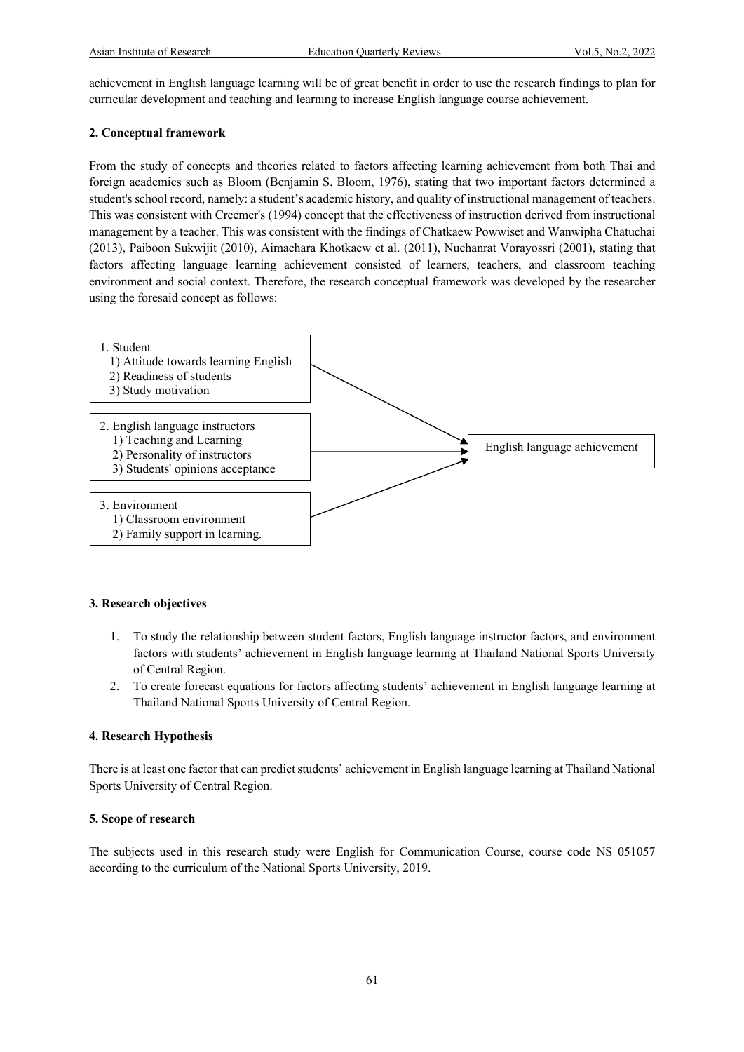achievement in English language learning will be of great benefit in order to use the research findings to plan for curricular development and teaching and learning to increase English language course achievement.

### 2. Conceptual framework

From the study of concepts and theories related to factors affecting learning achievement from both Thai and foreign academics such as Bloom (Benjamin S. Bloom, 1976), stating that two important factors determined a student's school record, namely: a student's academic history, and quality of instructional management of teachers. This was consistent with Creemer's (1994) concept that the effectiveness of instruction derived from instructional management by a teacher. This was consistent with the findings of Chatkaew Powwiset and Wanwipha Chatuchai (2013), Paiboon Sukwijit (2010), Aimachara Khotkaew et al. (2011), Nuchanrat Vorayossri (2001), stating that factors affecting language learning achievement consisted of learners, teachers, and classroom teaching environment and social context. Therefore, the research conceptual framework was developed by the researcher using the foresaid concept as follows:

1. Student
   1) Attitude towards learning English
   2) Readiness of students
   3) Study motivation

2. English language instructors
   1) Teaching and Learning
   2) Personality of instructors
   3) Students' opinions acceptance

3. Environment
   1) Classroom environment
   2) Family support in learning.

→ English language achievement

### 3. Research objectives

1. To study the relationship between student factors, English language instructor factors, and environment factors with students' achievement in English language learning at Thailand National Sports University of Central Region.
2. To create forecast equations for factors affecting students' achievement in English language learning at Thailand National Sports University of Central Region.

### 4. Research Hypothesis

There is at least one factor that can predict students' achievement in English language learning at Thailand National Sports University of Central Region.

### 5. Scope of research

The subjects used in this research study were English for Communication Course, course code NS 051057 according to the curriculum of the National Sports University, 2019.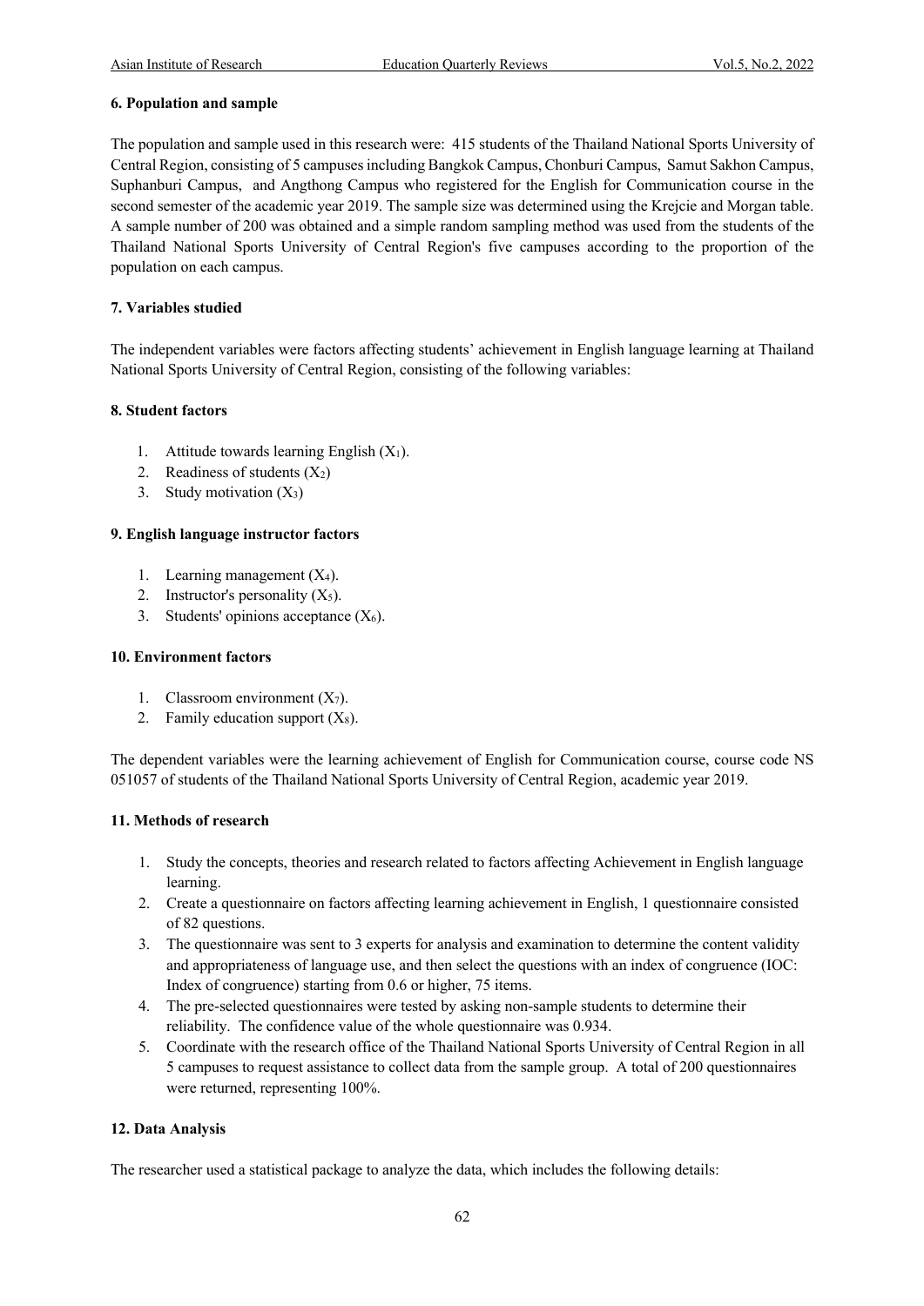### 6. Population and sample

The population and sample used in this research were: 415 students of the Thailand National Sports University of Central Region, consisting of 5 campuses including Bangkok Campus, Chonburi Campus, Samut Sakhon Campus, Suphanburi Campus, and Angthong Campus who registered for the English for Communication course in the second semester of the academic year 2019. The sample size was determined using the Krejcie and Morgan table. A sample number of 200 was obtained and a simple random sampling method was used from the students of the Thailand National Sports University of Central Region's five campuses according to the proportion of the population on each campus.

### 7. Variables studied

The independent variables were factors affecting students' achievement in English language learning at Thailand National Sports University of Central Region, consisting of the following variables:

### 8. Student factors

1. Attitude towards learning English ($X_1$).
2. Readiness of students ($X_2$)
3. Study motivation ($X_3$)

### 9. English language instructor factors

1. Learning management ($X_4$).
2. Instructor's personality ($X_5$).
3. Students' opinions acceptance ($X_6$).

### 10. Environment factors

1. Classroom environment ($X_7$).
2. Family education support ($X_8$).

The dependent variables were the learning achievement of English for Communication course, course code NS 051057 of students of the Thailand National Sports University of Central Region, academic year 2019.

### 11. Methods of research

1. Study the concepts, theories and research related to factors affecting Achievement in English language learning.
2. Create a questionnaire on factors affecting learning achievement in English, 1 questionnaire consisted of 82 questions.
3. The questionnaire was sent to 3 experts for analysis and examination to determine the content validity and appropriateness of language use, and then select the questions with an index of congruence (IOC: Index of congruence) starting from 0.6 or higher, 75 items.
4. The pre-selected questionnaires were tested by asking non-sample students to determine their reliability. The confidence value of the whole questionnaire was 0.934.
5. Coordinate with the research office of the Thailand National Sports University of Central Region in all 5 campuses to request assistance to collect data from the sample group. A total of 200 questionnaires were returned, representing 100%.

### 12. Data Analysis

The researcher used a statistical package to analyze the data, which includes the following details: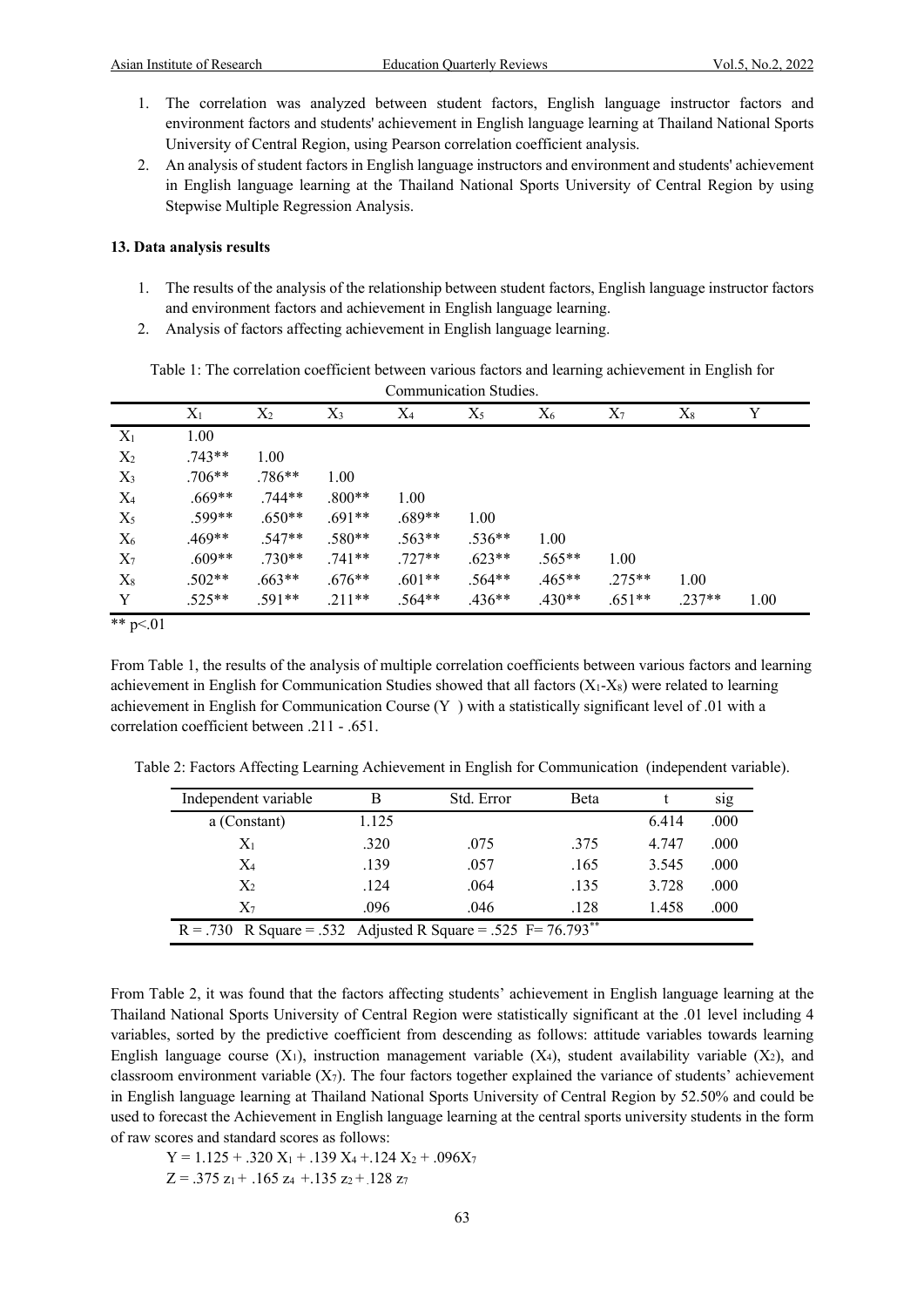1. The correlation was analyzed between student factors, English language instructor factors and environment factors and students' achievement in English language learning at Thailand National Sports University of Central Region, using Pearson correlation coefficient analysis.
2. An analysis of student factors in English language instructors and environment and students' achievement in English language learning at the Thailand National Sports University of Central Region by using Stepwise Multiple Regression Analysis.

**13. Data analysis results**

1. The results of the analysis of the relationship between student factors, English language instructor factors and environment factors and achievement in English language learning.
2. Analysis of factors affecting achievement in English language learning.

Table 1: The correlation coefficient between various factors and learning achievement in English for Communication Studies.

| | $X_1$ | $X_2$ | $X_3$ | $X_4$ | $X_5$ | $X_6$ | $X_7$ | $X_8$ | Y |
|---|---|---|---|---|---|---|---|---|---|
| $X_1$ | 1.00 | | | | | | | | |
| $X_2$ | .743** | 1.00 | | | | | | | |
| $X_3$ | .706** | .786** | 1.00 | | | | | | |
| $X_4$ | .669** | .744** | .800** | 1.00 | | | | | |
| $X_5$ | .599** | .650** | .691** | .689** | 1.00 | | | | |
| $X_6$ | .469** | .547** | .580** | .563** | .536** | 1.00 | | | |
| $X_7$ | .609** | .730** | .741** | .727** | .623** | .565** | 1.00 | | |
| $X_8$ | .502** | .663** | .676** | .601** | .564** | .465** | .275** | 1.00 | |
| Y | .525** | .591** | .211** | .564** | .436** | .430** | .651** | .237** | 1.00 |

** $p<.01$

From Table 1, the results of the analysis of multiple correlation coefficients between various factors and learning achievement in English for Communication Studies showed that all factors ($X_1$-$X_8$) were related to learning achievement in English for Communication Course (Y ) with a statistically significant level of .01 with a correlation coefficient between .211 - .651.

Table 2: Factors Affecting Learning Achievement in English for Communication (independent variable).

| Independent variable | B | Std. Error | Beta | t | sig |
|---|---|---|---|---|---|
| a (Constant) | 1.125 | | | 6.414 | .000 |
| $X_1$ | .320 | .075 | .375 | 4.747 | .000 |
| $X_4$ | .139 | .057 | .165 | 3.545 | .000 |
| $X_2$ | .124 | .064 | .135 | 3.728 | .000 |
| $X_7$ | .096 | .046 | .128 | 1.458 | .000 |
| R = .730 R Square = .532 Adjusted R Square = .525 F= 76.793** | | | | | |

From Table 2, it was found that the factors affecting students' achievement in English language learning at the Thailand National Sports University of Central Region were statistically significant at the .01 level including 4 variables, sorted by the predictive coefficient from descending as follows: attitude variables towards learning English language course ($X_1$), instruction management variable ($X_4$), student availability variable ($X_2$), and classroom environment variable ($X_7$). The four factors together explained the variance of students' achievement in English language learning at Thailand National Sports University of Central Region by 52.50% and could be used to forecast the Achievement in English language learning at the central sports university students in the form of raw scores and standard scores as follows:

$$Y = 1.125 + .320\ X_1 + .139\ X_4 + .124\ X_2 + .096X_7$$

$$Z = .375\ z_1 + .165\ z_4 + .135\ z_2 + .128\ z_7$$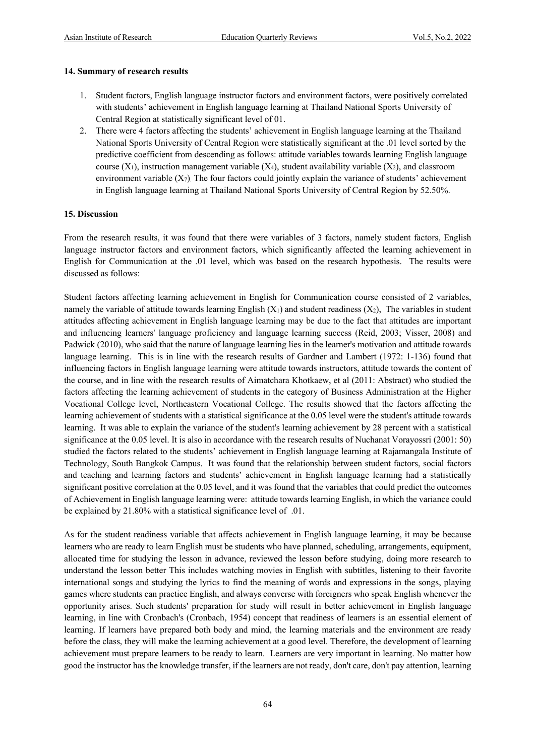## 14. Summary of research results

1. Student factors, English language instructor factors and environment factors, were positively correlated with students' achievement in English language learning at Thailand National Sports University of Central Region at statistically significant level of 01.
2. There were 4 factors affecting the students' achievement in English language learning at the Thailand National Sports University of Central Region were statistically significant at the .01 level sorted by the predictive coefficient from descending as follows: attitude variables towards learning English language course ($X_1$), instruction management variable ($X_4$), student availability variable ($X_2$), and classroom environment variable ($X_7$). The four factors could jointly explain the variance of students' achievement in English language learning at Thailand National Sports University of Central Region by 52.50%.

## 15. Discussion

From the research results, it was found that there were variables of 3 factors, namely student factors, English language instructor factors and environment factors, which significantly affected the learning achievement in English for Communication at the .01 level, which was based on the research hypothesis. The results were discussed as follows:

Student factors affecting learning achievement in English for Communication course consisted of 2 variables, namely the variable of attitude towards learning English ($X_1$) and student readiness ($X_2$), The variables in student attitudes affecting achievement in English language learning may be due to the fact that attitudes are important and influencing learners' language proficiency and language learning success (Reid, 2003; Visser, 2008) and Padwick (2010), who said that the nature of language learning lies in the learner's motivation and attitude towards language learning. This is in line with the research results of Gardner and Lambert (1972: 1-136) found that influencing factors in English language learning were attitude towards instructors, attitude towards the content of the course, and in line with the research results of Aimatchara Khotkaew, et al (2011: Abstract) who studied the factors affecting the learning achievement of students in the category of Business Administration at the Higher Vocational College level, Northeastern Vocational College. The results showed that the factors affecting the learning achievement of students with a statistical significance at the 0.05 level were the student's attitude towards learning. It was able to explain the variance of the student's learning achievement by 28 percent with a statistical significance at the 0.05 level. It is also in accordance with the research results of Nuchanat Vorayossri (2001: 50) studied the factors related to the students' achievement in English language learning at Rajamangala Institute of Technology, South Bangkok Campus. It was found that the relationship between student factors, social factors and teaching and learning factors and students' achievement in English language learning had a statistically significant positive correlation at the 0.05 level, and it was found that the variables that could predict the outcomes of Achievement in English language learning were: attitude towards learning English, in which the variance could be explained by 21.80% with a statistical significance level of .01.

As for the student readiness variable that affects achievement in English language learning, it may be because learners who are ready to learn English must be students who have planned, scheduling, arrangements, equipment, allocated time for studying the lesson in advance, reviewed the lesson before studying, doing more research to understand the lesson better This includes watching movies in English with subtitles, listening to their favorite international songs and studying the lyrics to find the meaning of words and expressions in the songs, playing games where students can practice English, and always converse with foreigners who speak English whenever the opportunity arises. Such students' preparation for study will result in better achievement in English language learning, in line with Cronbach's (Cronbach, 1954) concept that readiness of learners is an essential element of learning. If learners have prepared both body and mind, the learning materials and the environment are ready before the class, they will make the learning achievement at a good level. Therefore, the development of learning achievement must prepare learners to be ready to learn. Learners are very important in learning. No matter how good the instructor has the knowledge transfer, if the learners are not ready, don't care, don't pay attention, learning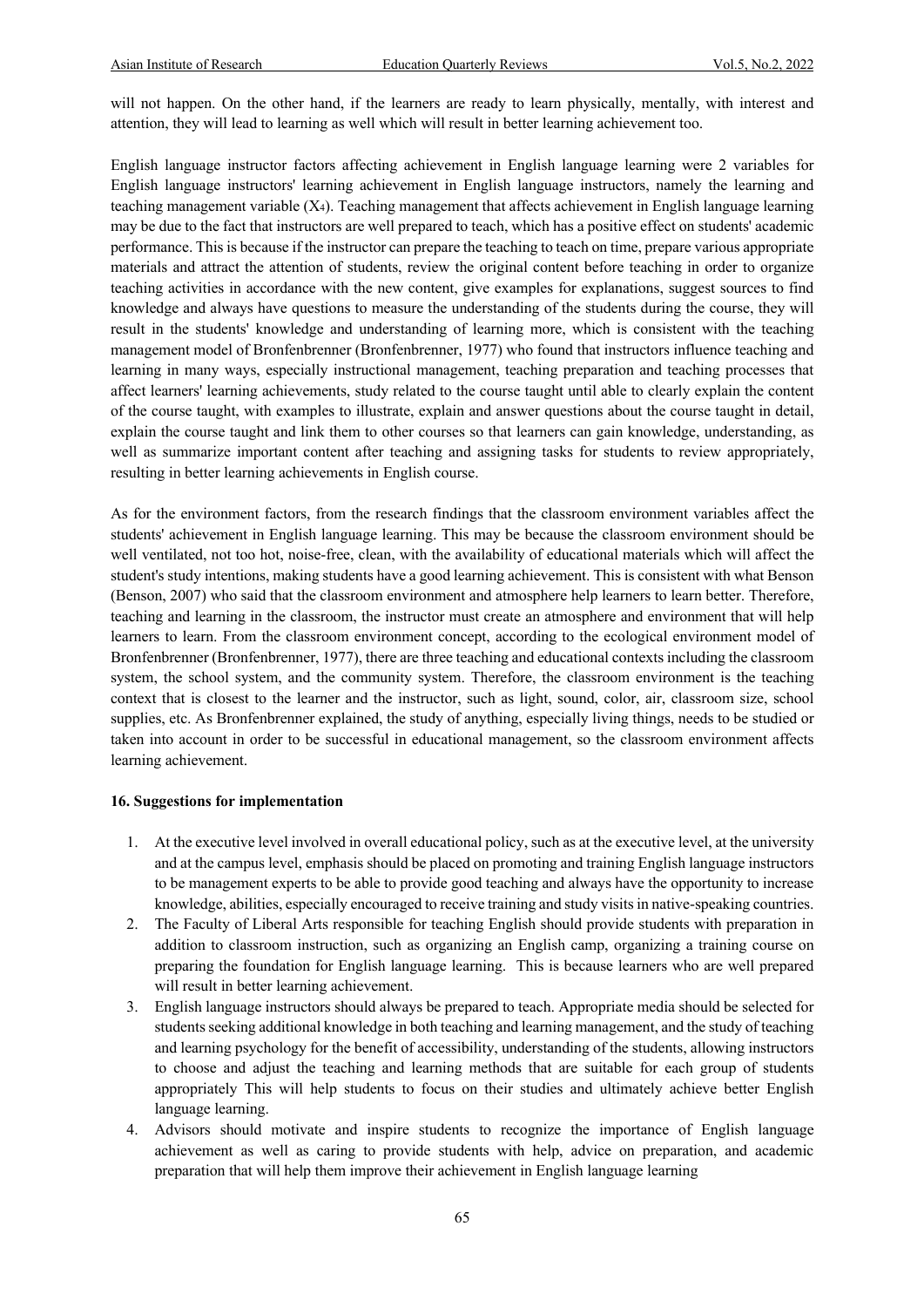will not happen. On the other hand, if the learners are ready to learn physically, mentally, with interest and attention, they will lead to learning as well which will result in better learning achievement too.

English language instructor factors affecting achievement in English language learning were 2 variables for English language instructors' learning achievement in English language instructors, namely the learning and teaching management variable ($X_4$). Teaching management that affects achievement in English language learning may be due to the fact that instructors are well prepared to teach, which has a positive effect on students' academic performance. This is because if the instructor can prepare the teaching to teach on time, prepare various appropriate materials and attract the attention of students, review the original content before teaching in order to organize teaching activities in accordance with the new content, give examples for explanations, suggest sources to find knowledge and always have questions to measure the understanding of the students during the course, they will result in the students' knowledge and understanding of learning more, which is consistent with the teaching management model of Bronfenbrenner (Bronfenbrenner, 1977) who found that instructors influence teaching and learning in many ways, especially instructional management, teaching preparation and teaching processes that affect learners' learning achievements, study related to the course taught until able to clearly explain the content of the course taught, with examples to illustrate, explain and answer questions about the course taught in detail, explain the course taught and link them to other courses so that learners can gain knowledge, understanding, as well as summarize important content after teaching and assigning tasks for students to review appropriately, resulting in better learning achievements in English course.

As for the environment factors, from the research findings that the classroom environment variables affect the students' achievement in English language learning. This may be because the classroom environment should be well ventilated, not too hot, noise-free, clean, with the availability of educational materials which will affect the student's study intentions, making students have a good learning achievement. This is consistent with what Benson (Benson, 2007) who said that the classroom environment and atmosphere help learners to learn better. Therefore, teaching and learning in the classroom, the instructor must create an atmosphere and environment that will help learners to learn. From the classroom environment concept, according to the ecological environment model of Bronfenbrenner (Bronfenbrenner, 1977), there are three teaching and educational contexts including the classroom system, the school system, and the community system. Therefore, the classroom environment is the teaching context that is closest to the learner and the instructor, such as light, sound, color, air, classroom size, school supplies, etc. As Bronfenbrenner explained, the study of anything, especially living things, needs to be studied or taken into account in order to be successful in educational management, so the classroom environment affects learning achievement.

## 16. Suggestions for implementation

1. At the executive level involved in overall educational policy, such as at the executive level, at the university and at the campus level, emphasis should be placed on promoting and training English language instructors to be management experts to be able to provide good teaching and always have the opportunity to increase knowledge, abilities, especially encouraged to receive training and study visits in native-speaking countries.
2. The Faculty of Liberal Arts responsible for teaching English should provide students with preparation in addition to classroom instruction, such as organizing an English camp, organizing a training course on preparing the foundation for English language learning. This is because learners who are well prepared will result in better learning achievement.
3. English language instructors should always be prepared to teach. Appropriate media should be selected for students seeking additional knowledge in both teaching and learning management, and the study of teaching and learning psychology for the benefit of accessibility, understanding of the students, allowing instructors to choose and adjust the teaching and learning methods that are suitable for each group of students appropriately This will help students to focus on their studies and ultimately achieve better English language learning.
4. Advisors should motivate and inspire students to recognize the importance of English language achievement as well as caring to provide students with help, advice on preparation, and academic preparation that will help them improve their achievement in English language learning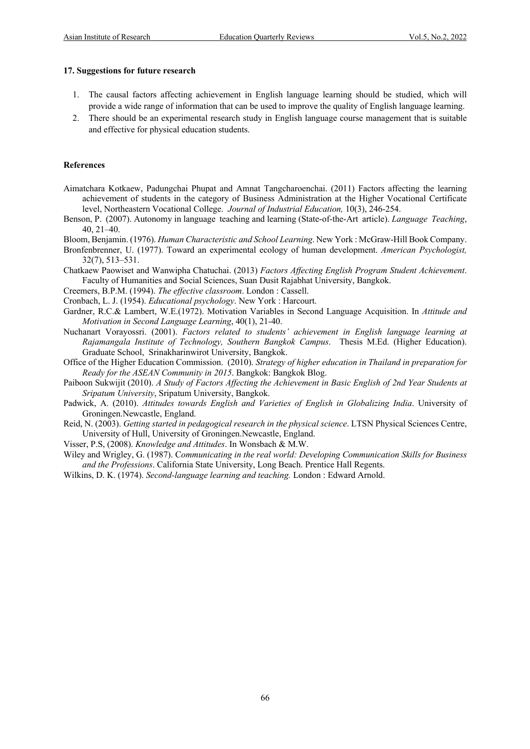### 17. Suggestions for future research

1. The causal factors affecting achievement in English language learning should be studied, which will provide a wide range of information that can be used to improve the quality of English language learning.
2. There should be an experimental research study in English language course management that is suitable and effective for physical education students.

### References

Aimatchara Kotkaew, Padungchai Phupat and Amnat Tangcharoenchai. (2011) Factors affecting the learning achievement of students in the category of Business Administration at the Higher Vocational Certificate level, Northeastern Vocational College. *Journal of Industrial Education,* 10(3), 246-254.

Benson, P. (2007). Autonomy in language teaching and learning (State-of-the-Art article). *Language Teaching*, 40, 21–40.

Bloom, Benjamin. (1976). *Human Characteristic and School Learning*. New York : McGraw-Hill Book Company.

Bronfenbrenner, U. (1977). Toward an experimental ecology of human development. *American Psychologist,* 32(7), 513–531.

Chatkaew Paowiset and Wanwipha Chatuchai. (2013) *Factors Affecting English Program Student Achievement*. Faculty of Humanities and Social Sciences, Suan Dusit Rajabhat University, Bangkok.

Creemers, B.P.M. (1994). *The effective classroom*. London : Cassell.

Cronbach, L. J. (1954). *Educational psychology*. New York : Harcourt.

Gardner, R.C.& Lambert, W.E.(1972). Motivation Variables in Second Language Acquisition. In *Attitude and Motivation in Second Language Learning*, 40(1), 21-40.

Nuchanart Vorayossri. (2001). *Factors related to students' achievement in English language learning at Rajamangala Institute of Technology, Southern Bangkok Campus*. Thesis M.Ed. (Higher Education). Graduate School, Srinakharinwirot University, Bangkok.

Office of the Higher Education Commission. (2010). *Strategy of higher education in Thailand in preparation for Ready for the ASEAN Community in 2015*. Bangkok: Bangkok Blog.

Paiboon Sukwijit (2010). *A Study of Factors Affecting the Achievement in Basic English of 2nd Year Students at Sripatum University*, Sripatum University, Bangkok.

Padwick, A. (2010). *Attitudes towards English and Varieties of English in Globalizing India*. University of Groningen.Newcastle, England.

Reid, N. (2003). *Getting started in pedagogical research in the physical science*. LTSN Physical Sciences Centre, University of Hull, University of Groningen.Newcastle, England.

Visser, P.S, (2008). *Knowledge and Attitudes*. In Wonsbach & M.W.

Wiley and Wrigley, G. (1987). C*ommunicating in the real world: Developing Communication Skills for Business and the Professions*. California State University, Long Beach. Prentice Hall Regents.

Wilkins, D. K. (1974). *Second-language learning and teaching.* London : Edward Arnold.